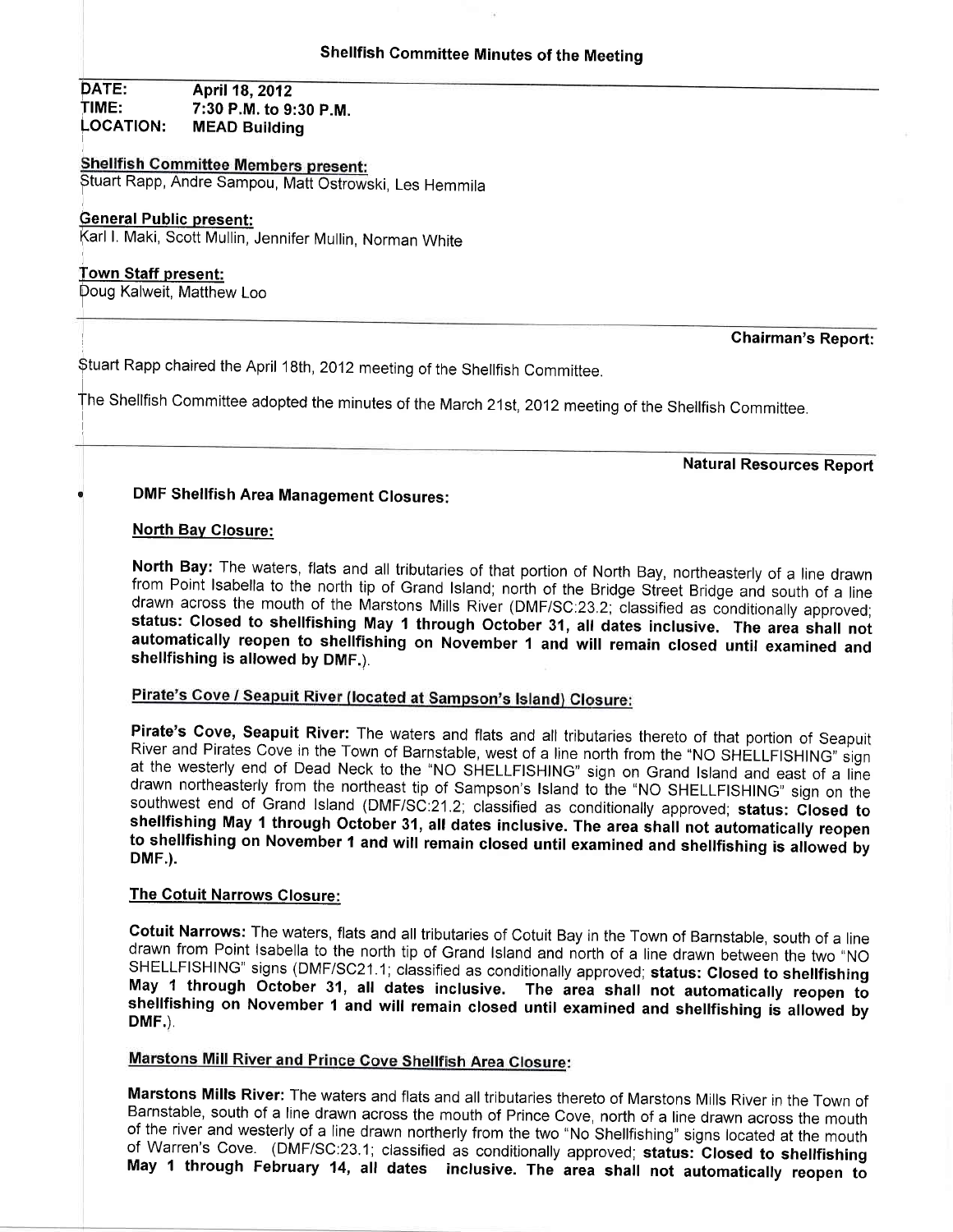## Shellfish Committee Minutes of the Meeting

**DATE:** April 18, 2012
**TIME:** 7:30 P.M. to 9:30 P.M.
**LOCATION:** MEAD Building

**Shellfish Committee Members present:**
Stuart Rapp, Andre Sampou, Matt Ostrowski, Les Hemmila

**General Public present:**
Karl I. Maki, Scott Mullin, Jennifer Mullin, Norman White

**Town Staff present:**
Doug Kalweit, Matthew Loo

---

**Chairman's Report:**

Stuart Rapp chaired the April 18th, 2012 meeting of the Shellfish Committee.

The Shellfish Committee adopted the minutes of the March 21st, 2012 meeting of the Shellfish Committee.

---

**Natural Resources Report**

- **DMF Shellfish Area Management Closures:**

**North Bay Closure:**

**North Bay:** The waters, flats and all tributaries of that portion of North Bay, northeasterly of a line drawn from Point Isabella to the north tip of Grand Island; north of the Bridge Street Bridge and south of a line drawn across the mouth of the Marstons Mills River (DMF/SC:23.2; classified as conditionally approved; **status: Closed to shellfishing May 1 through October 31, all dates inclusive. The area shall not automatically reopen to shellfishing on November 1 and will remain closed until examined and shellfishing is allowed by DMF.**).

**Pirate's Cove / Seapuit River (located at Sampson's Island) Closure:**

**Pirate's Cove, Seapuit River:** The waters and flats and all tributaries thereto of that portion of Seapuit River and Pirates Cove in the Town of Barnstable, west of a line north from the "NO SHELLFISHING" sign at the westerly end of Dead Neck to the "NO SHELLFISHING" sign on Grand Island and east of a line drawn northeasterly from the northeast tip of Sampson's Island to the "NO SHELLFISHING" sign on the southwest end of Grand Island (DMF/SC:21.2; classified as conditionally approved; **status: Closed to shellfishing May 1 through October 31, all dates inclusive. The area shall not automatically reopen to shellfishing on November 1 and will remain closed until examined and shellfishing is allowed by DMF.**).

**The Cotuit Narrows Closure:**

**Cotuit Narrows:** The waters, flats and all tributaries of Cotuit Bay in the Town of Barnstable, south of a line drawn from Point Isabella to the north tip of Grand Island and north of a line drawn between the two "NO SHELLFISHING" signs (DMF/SC21.1; classified as conditionally approved; **status: Closed to shellfishing May 1 through October 31, all dates inclusive. The area shall not automatically reopen to shellfishing on November 1 and will remain closed until examined and shellfishing is allowed by DMF.**).

**Marstons Mill River and Prince Cove Shellfish Area Closure:**

**Marstons Mills River:** The waters and flats and all tributaries thereto of Marstons Mills River in the Town of Barnstable, south of a line drawn across the mouth of Prince Cove, north of a line drawn across the mouth of the river and westerly of a line drawn northerly from the two "No Shellfishing" signs located at the mouth of Warren's Cove. (DMF/SC:23.1; classified as conditionally approved; **status: Closed to shellfishing May 1 through February 14, all dates inclusive. The area shall not automatically reopen to**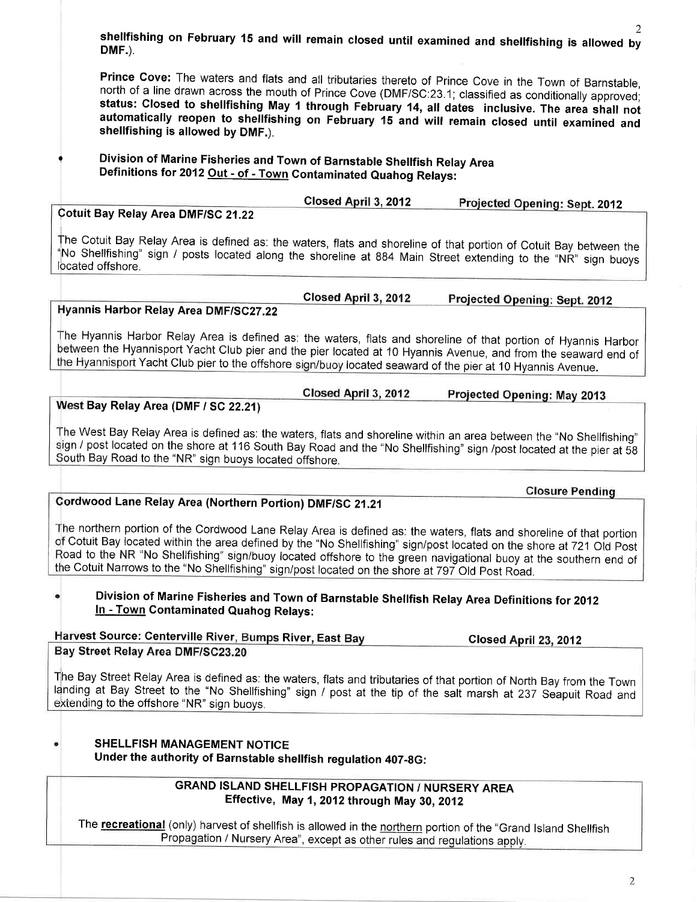**shellfishing on February 15 and will remain closed until examined and shellfishing is allowed by DMF.**).

**Prince Cove:** The waters and flats and all tributaries thereto of Prince Cove in the Town of Barnstable, north of a line drawn across the mouth of Prince Cove (DMF/SC:23.1; classified as conditionally approved; **status: Closed to shellfishing May 1 through February 14, all dates inclusive. The area shall not automatically reopen to shellfishing on February 15 and will remain closed until examined and shellfishing is allowed by DMF.**).

- **Division of Marine Fisheries and Town of Barnstable Shellfish Relay Area Definitions for 2012 <u>Out - of - Town</u> Contaminated Quahog Relays:**

**Closed April 3, 2012** — **<u>Projected Opening: Sept. 2012</u>**

**Cotuit Bay Relay Area DMF/SC 21.22**

The Cotuit Bay Relay Area is defined as: the waters, flats and shoreline of that portion of Cotuit Bay between the "No Shellfishing" sign / posts located along the shoreline at 884 Main Street extending to the "NR" sign buoys located offshore.

**Closed April 3, 2012** — **<u>Projected Opening: Sept. 2012</u>**

**Hyannis Harbor Relay Area DMF/SC27.22**

The Hyannis Harbor Relay Area is defined as: the waters, flats and shoreline of that portion of Hyannis Harbor between the Hyannisport Yacht Club pier and the pier located at 10 Hyannis Avenue, and from the seaward end of the Hyannisport Yacht Club pier to the offshore sign/buoy located seaward of the pier at 10 Hyannis Avenue.

**Closed April 3, 2012** — **<u>Projected Opening: May 2013</u>**

**West Bay Relay Area (DMF / SC 22.21)**

The West Bay Relay Area is defined as: the waters, flats and shoreline within an area between the "No Shellfishing" sign / post located on the shore at 116 South Bay Road and the "No Shellfishing" sign /post located at the pier at 58 South Bay Road to the "NR" sign buoys located offshore.

**Closure Pending**

**Cordwood Lane Relay Area (Northern Portion) DMF/SC 21.21**

The northern portion of the Cordwood Lane Relay Area is defined as: the waters, flats and shoreline of that portion of Cotuit Bay located within the area defined by the "No Shellfishing" sign/post located on the shore at 721 Old Post Road to the NR "No Shellfishing" sign/buoy located offshore to the green navigational buoy at the southern end of the Cotuit Narrows to the "No Shellfishing" sign/post located on the shore at 797 Old Post Road.

- **Division of Marine Fisheries and Town of Barnstable Shellfish Relay Area Definitions for 2012 <u>In - Town</u> Contaminated Quahog Relays:**

**<u>Harvest Source: Centerville River, Bumps River, East Bay</u>** — **Closed April 23, 2012**

**Bay Street Relay Area DMF/SC23.20**

The Bay Street Relay Area is defined as: the waters, flats and tributaries of that portion of North Bay from the Town landing at Bay Street to the "No Shellfishing" sign / post at the tip of the salt marsh at 237 Seapuit Road and extending to the offshore "NR" sign buoys.

- **SHELLFISH MANAGEMENT NOTICE**
  **Under the authority of Barnstable shellfish regulation 407-8G:**

**GRAND ISLAND SHELLFISH PROPAGATION / NURSERY AREA**
**Effective, May 1, 2012 through May 30, 2012**

The **<u>recreational</u>** (only) harvest of shellfish is allowed in the <u>northern</u> portion of the "Grand Island Shellfish Propagation / Nursery Area", except as other rules and regulations apply.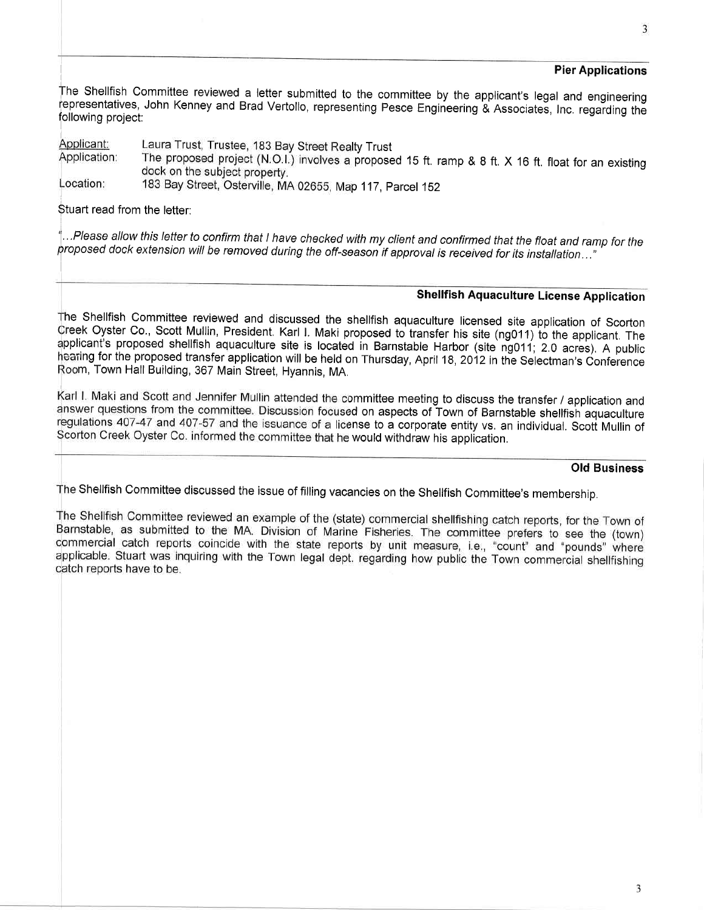## Pier Applications

The Shellfish Committee reviewed a letter submitted to the committee by the applicant's legal and engineering representatives, John Kenney and Brad Vertollo, representing Pesce Engineering & Associates, Inc. regarding the following project:

| | |
|---|---|
| Applicant: | Laura Trust, Trustee, 183 Bay Street Realty Trust |
| Application: | The proposed project (N.O.I.) involves a proposed 15 ft. ramp & 8 ft. X 16 ft. float for an existing dock on the subject property. |
| Location: | 183 Bay Street, Osterville, MA 02655, Map 117, Parcel 152 |

Stuart read from the letter:

*"...Please allow this letter to confirm that I have checked with my client and confirmed that the float and ramp for the proposed dock extension will be removed during the off-season if approval is received for its installation..."*

## Shellfish Aquaculture License Application

The Shellfish Committee reviewed and discussed the shellfish aquaculture licensed site application of Scorton Creek Oyster Co., Scott Mullin, President. Karl I. Maki proposed to transfer his site (ng011) to the applicant. The applicant's proposed shellfish aquaculture site is located in Barnstable Harbor (site ng011; 2.0 acres). A public hearing for the proposed transfer application will be held on Thursday, April 18, 2012 in the Selectman's Conference Room, Town Hall Building, 367 Main Street, Hyannis, MA.

Karl I. Maki and Scott and Jennifer Mullin attended the committee meeting to discuss the transfer / application and answer questions from the committee. Discussion focused on aspects of Town of Barnstable shellfish aquaculture regulations 407-47 and 407-57 and the issuance of a license to a corporate entity vs. an individual. Scott Mullin of Scorton Creek Oyster Co. informed the committee that he would withdraw his application.

## Old Business

The Shellfish Committee discussed the issue of filling vacancies on the Shellfish Committee's membership.

The Shellfish Committee reviewed an example of the (state) commercial shellfishing catch reports, for the Town of Barnstable, as submitted to the MA. Division of Marine Fisheries. The committee prefers to see the (town) commercial catch reports coincide with the state reports by unit measure, i.e., "count" and "pounds" where applicable. Stuart was inquiring with the Town legal dept. regarding how public the Town commercial shellfishing catch reports have to be.